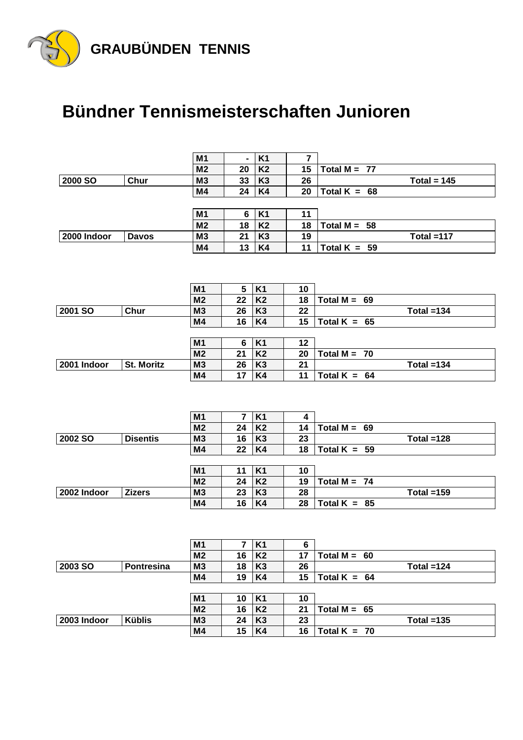**GRAUBÜNDEN TENNIS**

# Bündner Tennismeisterschaften Junioren

| Jahr | Ort | | | | | |
|---|---|---|---|---|---|---|
| | | M1 | - | K1 | 7 | |
| | | M2 | 20 | K2 | 15 | Total M = 77 |
| 2000 SO | Chur | M3 | 33 | K3 | 26 | Total = 145 |
| | | M4 | 24 | K4 | 20 | Total K = 68 |
| | | M1 | 6 | K1 | 11 | |
| | | M2 | 18 | K2 | 18 | Total M = 58 |
| 2000 Indoor | Davos | M3 | 21 | K3 | 19 | Total =117 |
| | | M4 | 13 | K4 | 11 | Total K = 59 |
| | | M1 | 5 | K1 | 10 | |
| | | M2 | 22 | K2 | 18 | Total M = 69 |
| 2001 SO | Chur | M3 | 26 | K3 | 22 | Total =134 |
| | | M4 | 16 | K4 | 15 | Total K = 65 |
| | | M1 | 6 | K1 | 12 | |
| | | M2 | 21 | K2 | 20 | Total M = 70 |
| 2001 Indoor | St. Moritz | M3 | 26 | K3 | 21 | Total =134 |
| | | M4 | 17 | K4 | 11 | Total K = 64 |
| | | M1 | 7 | K1 | 4 | |
| | | M2 | 24 | K2 | 14 | Total M = 69 |
| 2002 SO | Disentis | M3 | 16 | K3 | 23 | Total =128 |
| | | M4 | 22 | K4 | 18 | Total K = 59 |
| | | M1 | 11 | K1 | 10 | |
| | | M2 | 24 | K2 | 19 | Total M = 74 |
| 2002 Indoor | Zizers | M3 | 23 | K3 | 28 | Total =159 |
| | | M4 | 16 | K4 | 28 | Total K = 85 |
| | | M1 | 7 | K1 | 6 | |
| | | M2 | 16 | K2 | 17 | Total M = 60 |
| 2003 SO | Pontresina | M3 | 18 | K3 | 26 | Total =124 |
| | | M4 | 19 | K4 | 15 | Total K = 64 |
| | | M1 | 10 | K1 | 10 | |
| | | M2 | 16 | K2 | 21 | Total M = 65 |
| 2003 Indoor | Küblis | M3 | 24 | K3 | 23 | Total =135 |
| | | M4 | 15 | K4 | 16 | Total K = 70 |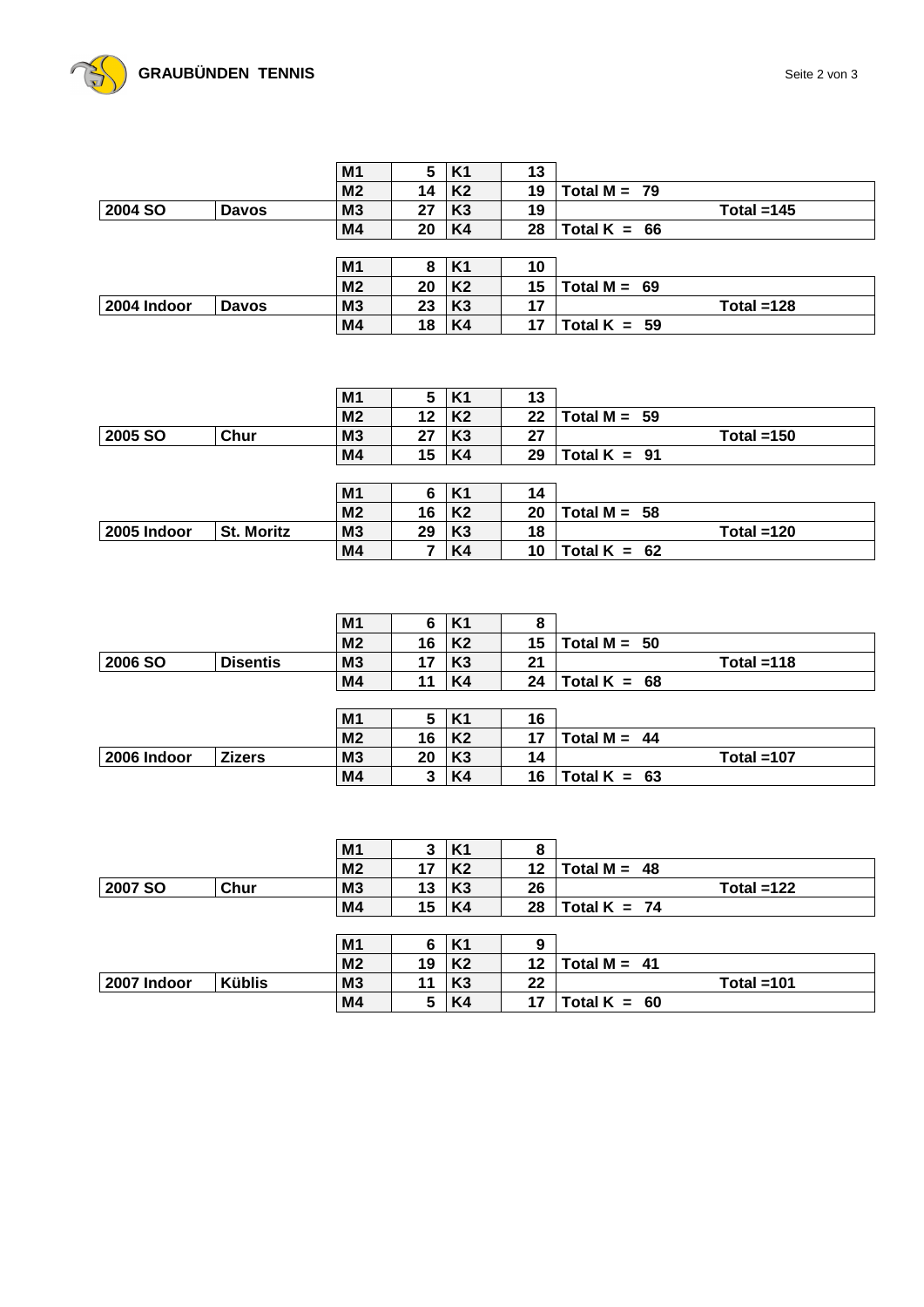| Event | Ort | M | Anzahl | K | Anzahl | Total |
|---|---|---|---|---|---|---|
| | | M1 | 5 | K1 | 13 | |
| | | M2 | 14 | K2 | 19 | Total M = 79 |
| 2004 SO | Davos | M3 | 27 | K3 | 19 | Total =145 |
| | | M4 | 20 | K4 | 28 | Total K = 66 |
| | | M1 | 8 | K1 | 10 | |
| | | M2 | 20 | K2 | 15 | Total M = 69 |
| 2004 Indoor | Davos | M3 | 23 | K3 | 17 | Total =128 |
| | | M4 | 18 | K4 | 17 | Total K = 59 |
| | | M1 | 5 | K1 | 13 | |
| | | M2 | 12 | K2 | 22 | Total M = 59 |
| 2005 SO | Chur | M3 | 27 | K3 | 27 | Total =150 |
| | | M4 | 15 | K4 | 29 | Total K = 91 |
| | | M1 | 6 | K1 | 14 | |
| | | M2 | 16 | K2 | 20 | Total M = 58 |
| 2005 Indoor | St. Moritz | M3 | 29 | K3 | 18 | Total =120 |
| | | M4 | 7 | K4 | 10 | Total K = 62 |
| | | M1 | 6 | K1 | 8 | |
| | | M2 | 16 | K2 | 15 | Total M = 50 |
| 2006 SO | Disentis | M3 | 17 | K3 | 21 | Total =118 |
| | | M4 | 11 | K4 | 24 | Total K = 68 |
| | | M1 | 5 | K1 | 16 | |
| | | M2 | 16 | K2 | 17 | Total M = 44 |
| 2006 Indoor | Zizers | M3 | 20 | K3 | 14 | Total =107 |
| | | M4 | 3 | K4 | 16 | Total K = 63 |
| | | M1 | 3 | K1 | 8 | |
| | | M2 | 17 | K2 | 12 | Total M = 48 |
| 2007 SO | Chur | M3 | 13 | K3 | 26 | Total =122 |
| | | M4 | 15 | K4 | 28 | Total K = 74 |
| | | M1 | 6 | K1 | 9 | |
| | | M2 | 19 | K2 | 12 | Total M = 41 |
| 2007 Indoor | Küblis | M3 | 11 | K3 | 22 | Total =101 |
| | | M4 | 5 | K4 | 17 | Total K = 60 |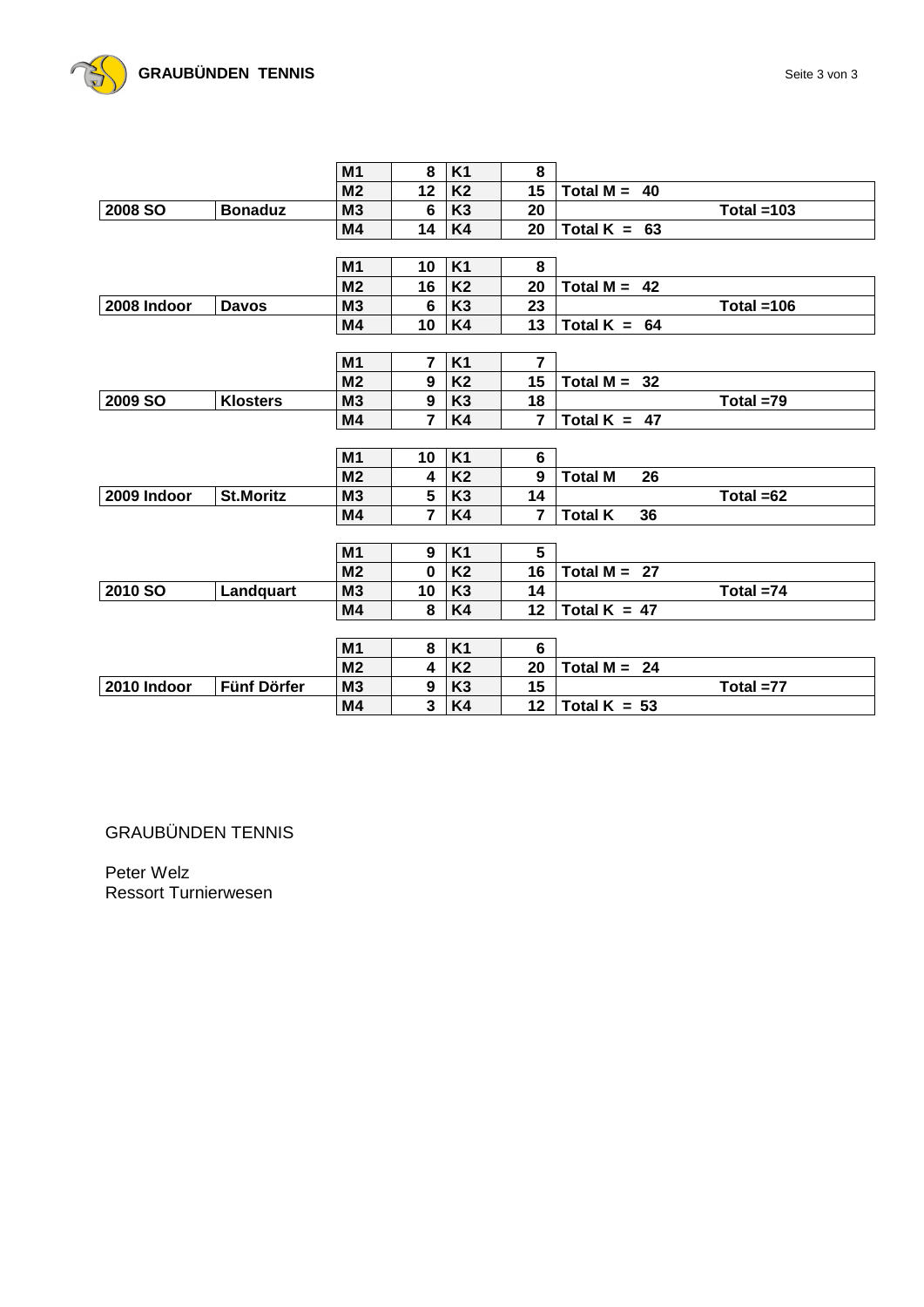| | | | | | | |
|---|---|---|---|---|---|---|
| | | **M1** | **8** | **K1** | **8** | |
| | | **M2** | **12** | **K2** | **15** | **Total M = 40** |
| **2008 SO** | **Bonaduz** | **M3** | **6** | **K3** | **20** | **Total =103** |
| | | **M4** | **14** | **K4** | **20** | **Total K = 63** |
| | | **M1** | **10** | **K1** | **8** | |
| | | **M2** | **16** | **K2** | **20** | **Total M = 42** |
| **2008 Indoor** | **Davos** | **M3** | **6** | **K3** | **23** | **Total =106** |
| | | **M4** | **10** | **K4** | **13** | **Total K = 64** |
| | | **M1** | **7** | **K1** | **7** | |
| | | **M2** | **9** | **K2** | **15** | **Total M = 32** |
| **2009 SO** | **Klosters** | **M3** | **9** | **K3** | **18** | **Total =79** |
| | | **M4** | **7** | **K4** | **7** | **Total K = 47** |
| | | **M1** | **10** | **K1** | **6** | |
| | | **M2** | **4** | **K2** | **9** | **Total M 26** |
| **2009 Indoor** | **St.Moritz** | **M3** | **5** | **K3** | **14** | **Total =62** |
| | | **M4** | **7** | **K4** | **7** | **Total K 36** |
| | | **M1** | **9** | **K1** | **5** | |
| | | **M2** | **0** | **K2** | **16** | **Total M = 27** |
| **2010 SO** | **Landquart** | **M3** | **10** | **K3** | **14** | **Total =74** |
| | | **M4** | **8** | **K4** | **12** | **Total K = 47** |
| | | **M1** | **8** | **K1** | **6** | |
| | | **M2** | **4** | **K2** | **20** | **Total M = 24** |
| **2010 Indoor** | **Fünf Dörfer** | **M3** | **9** | **K3** | **15** | **Total =77** |
| | | **M4** | **3** | **K4** | **12** | **Total K = 53** |

GRAUBÜNDEN TENNIS

Peter Welz
Ressort Turnierwesen